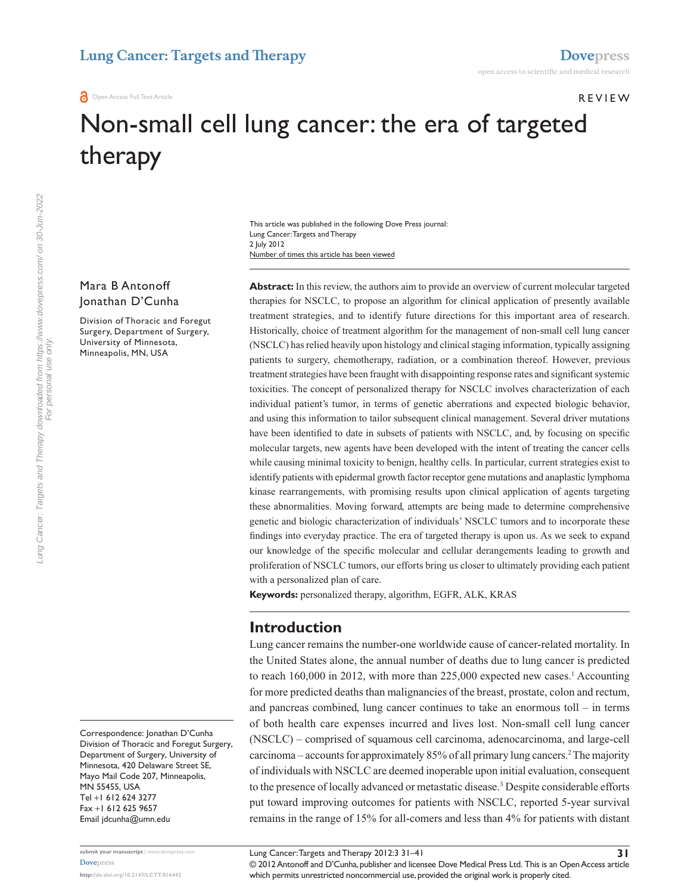# Non-small cell lung cancer: the era of targeted therapy

This article was published in the following Dove Press journal:
Lung Cancer: Targets and Therapy
2 July 2012

Mara B Antonoff
Jonathan D'Cunha

Division of Thoracic and Foregut Surgery, Department of Surgery, University of Minnesota, Minneapolis, MN, USA

Correspondence: Jonathan D'Cunha
Division of Thoracic and Foregut Surgery, Department of Surgery, University of Minnesota, 420 Delaware Street SE, Mayo Mail Code 207, Minneapolis, MN 55455, USA
Tel +1 612 624 3277
Fax +1 612 625 9657
Email jdcunha@umn.edu

**Abstract:** In this review, the authors aim to provide an overview of current molecular targeted therapies for NSCLC, to propose an algorithm for clinical application of presently available treatment strategies, and to identify future directions for this important area of research. Historically, choice of treatment algorithm for the management of non-small cell lung cancer (NSCLC) has relied heavily upon histology and clinical staging information, typically assigning patients to surgery, chemotherapy, radiation, or a combination thereof. However, previous treatment strategies have been fraught with disappointing response rates and significant systemic toxicities. The concept of personalized therapy for NSCLC involves characterization of each individual patient's tumor, in terms of genetic aberrations and expected biologic behavior, and using this information to tailor subsequent clinical management. Several driver mutations have been identified to date in subsets of patients with NSCLC, and, by focusing on specific molecular targets, new agents have been developed with the intent of treating the cancer cells while causing minimal toxicity to benign, healthy cells. In particular, current strategies exist to identify patients with epidermal growth factor receptor gene mutations and anaplastic lymphoma kinase rearrangements, with promising results upon clinical application of agents targeting these abnormalities. Moving forward, attempts are being made to determine comprehensive genetic and biologic characterization of individuals' NSCLC tumors and to incorporate these findings into everyday practice. The era of targeted therapy is upon us. As we seek to expand our knowledge of the specific molecular and cellular derangements leading to growth and proliferation of NSCLC tumors, our efforts bring us closer to ultimately providing each patient with a personalized plan of care.

**Keywords:** personalized therapy, algorithm, EGFR, ALK, KRAS

## Introduction

Lung cancer remains the number-one worldwide cause of cancer-related mortality. In the United States alone, the annual number of deaths due to lung cancer is predicted to reach 160,000 in 2012, with more than 225,000 expected new cases.[1] Accounting for more predicted deaths than malignancies of the breast, prostate, colon and rectum, and pancreas combined, lung cancer continues to take an enormous toll – in terms of both health care expenses incurred and lives lost. Non-small cell lung cancer (NSCLC) – comprised of squamous cell carcinoma, adenocarcinoma, and large-cell carcinoma – accounts for approximately 85% of all primary lung cancers.[2] The majority of individuals with NSCLC are deemed inoperable upon initial evaluation, consequent to the presence of locally advanced or metastatic disease.[3] Despite considerable efforts put toward improving outcomes for patients with NSCLC, reported 5-year survival remains in the range of 15% for all-comers and less than 4% for patients with distant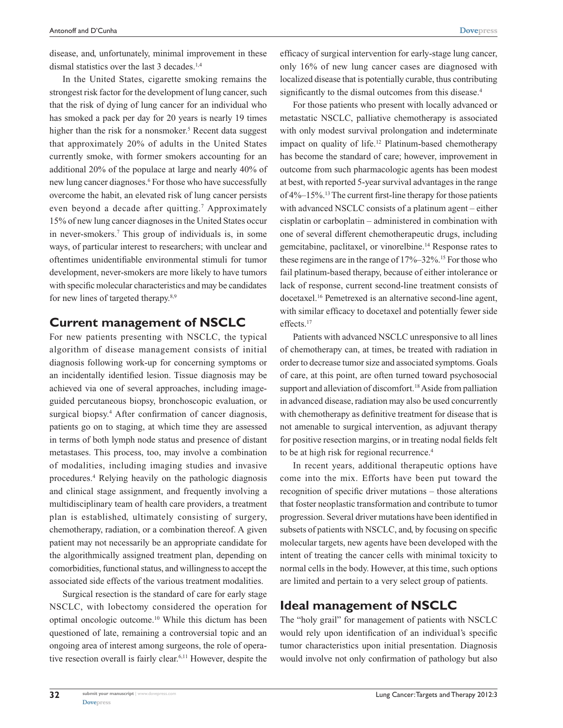disease, and, unfortunately, minimal improvement in these dismal statistics over the last 3 decades.[1,4]

In the United States, cigarette smoking remains the strongest risk factor for the development of lung cancer, such that the risk of dying of lung cancer for an individual who has smoked a pack per day for 20 years is nearly 19 times higher than the risk for a nonsmoker.[5] Recent data suggest that approximately 20% of adults in the United States currently smoke, with former smokers accounting for an additional 20% of the populace at large and nearly 40% of new lung cancer diagnoses.[6] For those who have successfully overcome the habit, an elevated risk of lung cancer persists even beyond a decade after quitting.[7] Approximately 15% of new lung cancer diagnoses in the United States occur in never-smokers.[7] This group of individuals is, in some ways, of particular interest to researchers; with unclear and oftentimes unidentifiable environmental stimuli for tumor development, never-smokers are more likely to have tumors with specific molecular characteristics and may be candidates for new lines of targeted therapy.[8,9]

## Current management of NSCLC

For new patients presenting with NSCLC, the typical algorithm of disease management consists of initial diagnosis following work-up for concerning symptoms or an incidentally identified lesion. Tissue diagnosis may be achieved via one of several approaches, including image-guided percutaneous biopsy, bronchoscopic evaluation, or surgical biopsy.[4] After confirmation of cancer diagnosis, patients go on to staging, at which time they are assessed in terms of both lymph node status and presence of distant metastases. This process, too, may involve a combination of modalities, including imaging studies and invasive procedures.[4] Relying heavily on the pathologic diagnosis and clinical stage assignment, and frequently involving a multidisciplinary team of health care providers, a treatment plan is established, ultimately consisting of surgery, chemotherapy, radiation, or a combination thereof. A given patient may not necessarily be an appropriate candidate for the algorithmically assigned treatment plan, depending on comorbidities, functional status, and willingness to accept the associated side effects of the various treatment modalities.

Surgical resection is the standard of care for early stage NSCLC, with lobectomy considered the operation for optimal oncologic outcome.[10] While this dictum has been questioned of late, remaining a controversial topic and an ongoing area of interest among surgeons, the role of operative resection overall is fairly clear.[6,11] However, despite the efficacy of surgical intervention for early-stage lung cancer, only 16% of new lung cancer cases are diagnosed with localized disease that is potentially curable, thus contributing significantly to the dismal outcomes from this disease.[4]

For those patients who present with locally advanced or metastatic NSCLC, palliative chemotherapy is associated with only modest survival prolongation and indeterminate impact on quality of life.[12] Platinum-based chemotherapy has become the standard of care; however, improvement in outcome from such pharmacologic agents has been modest at best, with reported 5-year survival advantages in the range of 4%–15%.[13] The current first-line therapy for those patients with advanced NSCLC consists of a platinum agent – either cisplatin or carboplatin – administered in combination with one of several different chemotherapeutic drugs, including gemcitabine, paclitaxel, or vinorelbine.[14] Response rates to these regimens are in the range of 17%–32%.[15] For those who fail platinum-based therapy, because of either intolerance or lack of response, current second-line treatment consists of docetaxel.[16] Pemetrexed is an alternative second-line agent, with similar efficacy to docetaxel and potentially fewer side effects.[17]

Patients with advanced NSCLC unresponsive to all lines of chemotherapy can, at times, be treated with radiation in order to decrease tumor size and associated symptoms. Goals of care, at this point, are often turned toward psychosocial support and alleviation of discomfort.[18] Aside from palliation in advanced disease, radiation may also be used concurrently with chemotherapy as definitive treatment for disease that is not amenable to surgical intervention, as adjuvant therapy for positive resection margins, or in treating nodal fields felt to be at high risk for regional recurrence.[4]

In recent years, additional therapeutic options have come into the mix. Efforts have been put toward the recognition of specific driver mutations – those alterations that foster neoplastic transformation and contribute to tumor progression. Several driver mutations have been identified in subsets of patients with NSCLC, and, by focusing on specific molecular targets, new agents have been developed with the intent of treating the cancer cells with minimal toxicity to normal cells in the body. However, at this time, such options are limited and pertain to a very select group of patients.

## Ideal management of NSCLC

The "holy grail" for management of patients with NSCLC would rely upon identification of an individual's specific tumor characteristics upon initial presentation. Diagnosis would involve not only confirmation of pathology but also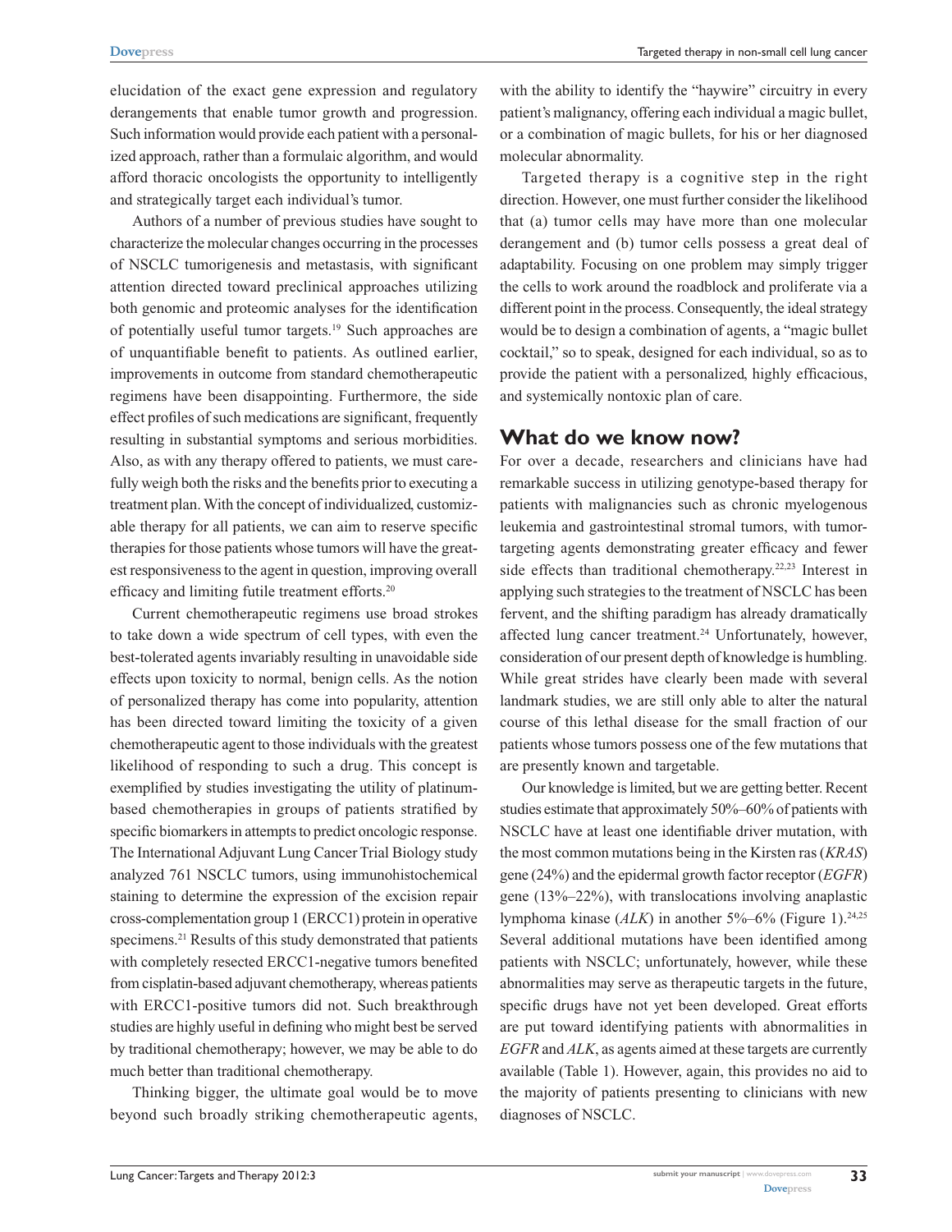elucidation of the exact gene expression and regulatory derangements that enable tumor growth and progression. Such information would provide each patient with a personalized approach, rather than a formulaic algorithm, and would afford thoracic oncologists the opportunity to intelligently and strategically target each individual's tumor.

Authors of a number of previous studies have sought to characterize the molecular changes occurring in the processes of NSCLC tumorigenesis and metastasis, with significant attention directed toward preclinical approaches utilizing both genomic and proteomic analyses for the identification of potentially useful tumor targets.[19] Such approaches are of unquantifiable benefit to patients. As outlined earlier, improvements in outcome from standard chemotherapeutic regimens have been disappointing. Furthermore, the side effect profiles of such medications are significant, frequently resulting in substantial symptoms and serious morbidities. Also, as with any therapy offered to patients, we must carefully weigh both the risks and the benefits prior to executing a treatment plan. With the concept of individualized, customizable therapy for all patients, we can aim to reserve specific therapies for those patients whose tumors will have the greatest responsiveness to the agent in question, improving overall efficacy and limiting futile treatment efforts.[20]

Current chemotherapeutic regimens use broad strokes to take down a wide spectrum of cell types, with even the best-tolerated agents invariably resulting in unavoidable side effects upon toxicity to normal, benign cells. As the notion of personalized therapy has come into popularity, attention has been directed toward limiting the toxicity of a given chemotherapeutic agent to those individuals with the greatest likelihood of responding to such a drug. This concept is exemplified by studies investigating the utility of platinum-based chemotherapies in groups of patients stratified by specific biomarkers in attempts to predict oncologic response. The International Adjuvant Lung Cancer Trial Biology study analyzed 761 NSCLC tumors, using immunohistochemical staining to determine the expression of the excision repair cross-complementation group 1 (ERCC1) protein in operative specimens.[21] Results of this study demonstrated that patients with completely resected ERCC1-negative tumors benefited from cisplatin-based adjuvant chemotherapy, whereas patients with ERCC1-positive tumors did not. Such breakthrough studies are highly useful in defining who might best be served by traditional chemotherapy; however, we may be able to do much better than traditional chemotherapy.

Thinking bigger, the ultimate goal would be to move beyond such broadly striking chemotherapeutic agents, with the ability to identify the "haywire" circuitry in every patient's malignancy, offering each individual a magic bullet, or a combination of magic bullets, for his or her diagnosed molecular abnormality.

Targeted therapy is a cognitive step in the right direction. However, one must further consider the likelihood that (a) tumor cells may have more than one molecular derangement and (b) tumor cells possess a great deal of adaptability. Focusing on one problem may simply trigger the cells to work around the roadblock and proliferate via a different point in the process. Consequently, the ideal strategy would be to design a combination of agents, a "magic bullet cocktail," so to speak, designed for each individual, so as to provide the patient with a personalized, highly efficacious, and systemically nontoxic plan of care.

## What do we know now?

For over a decade, researchers and clinicians have had remarkable success in utilizing genotype-based therapy for patients with malignancies such as chronic myelogenous leukemia and gastrointestinal stromal tumors, with tumor-targeting agents demonstrating greater efficacy and fewer side effects than traditional chemotherapy.[22,23] Interest in applying such strategies to the treatment of NSCLC has been fervent, and the shifting paradigm has already dramatically affected lung cancer treatment.[24] Unfortunately, however, consideration of our present depth of knowledge is humbling. While great strides have clearly been made with several landmark studies, we are still only able to alter the natural course of this lethal disease for the small fraction of our patients whose tumors possess one of the few mutations that are presently known and targetable.

Our knowledge is limited, but we are getting better. Recent studies estimate that approximately 50%–60% of patients with NSCLC have at least one identifiable driver mutation, with the most common mutations being in the Kirsten ras (*KRAS*) gene (24%) and the epidermal growth factor receptor (*EGFR*) gene (13%–22%), with translocations involving anaplastic lymphoma kinase (*ALK*) in another 5%–6% (Figure 1).[24,25] Several additional mutations have been identified among patients with NSCLC; unfortunately, however, while these abnormalities may serve as therapeutic targets in the future, specific drugs have not yet been developed. Great efforts are put toward identifying patients with abnormalities in *EGFR* and *ALK*, as agents aimed at these targets are currently available (Table 1). However, again, this provides no aid to the majority of patients presenting to clinicians with new diagnoses of NSCLC.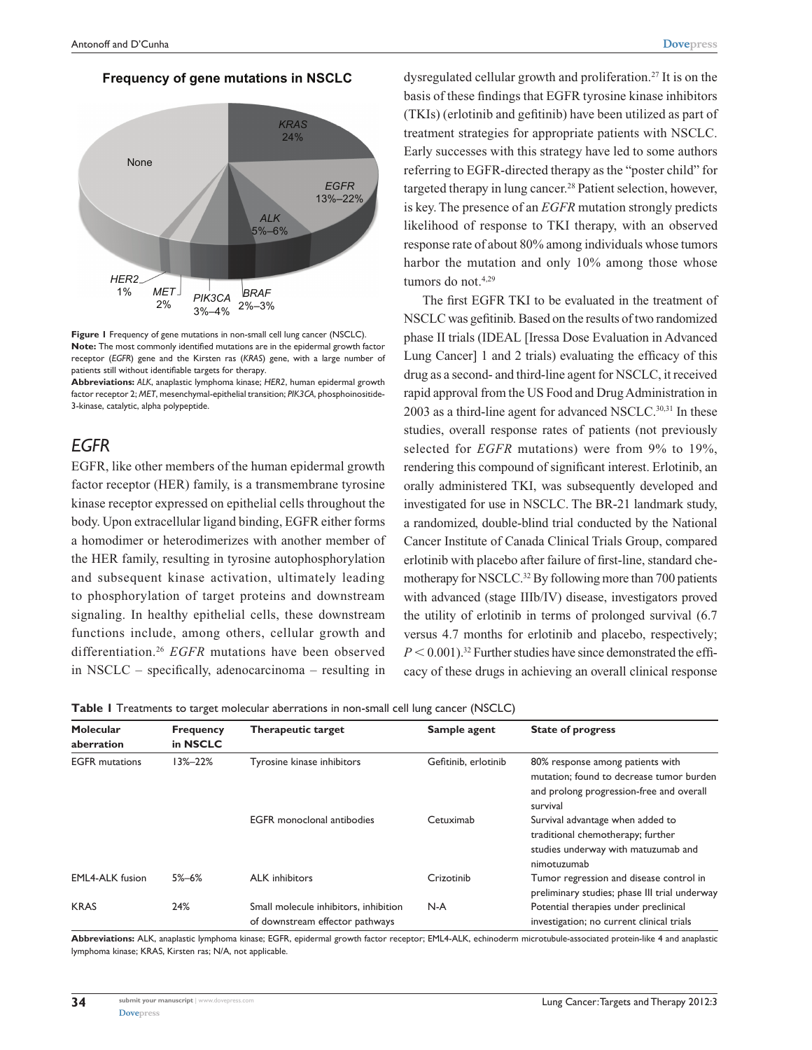**Frequency of gene mutations in NSCLC**

None

*KRAS* 24%

*EGFR* 13%–22%

*ALK* 5%–6%

*HER2* 1%

*MET* 2%

*PIK3CA* 3%–4%

*BRAF* 2%–3%

**Figure 1** Frequency of gene mutations in non-small cell lung cancer (NSCLC).
**Note:** The most commonly identified mutations are in the epidermal growth factor receptor (*EGFR*) gene and the Kirsten ras (*KRAS*) gene, with a large number of patients still without identifiable targets for therapy.
**Abbreviations:** *ALK*, anaplastic lymphoma kinase; *HER2*, human epidermal growth factor receptor 2; *MET*, mesenchymal-epithelial transition; *PIK3CA*, phosphoinositide-3-kinase, catalytic, alpha polypeptide.

## *EGFR*

EGFR, like other members of the human epidermal growth factor receptor (HER) family, is a transmembrane tyrosine kinase receptor expressed on epithelial cells throughout the body. Upon extracellular ligand binding, EGFR either forms a homodimer or heterodimerizes with another member of the HER family, resulting in tyrosine autophosphorylation and subsequent kinase activation, ultimately leading to phosphorylation of target proteins and downstream signaling. In healthy epithelial cells, these downstream functions include, among others, cellular growth and differentiation.[26] *EGFR* mutations have been observed in NSCLC – specifically, adenocarcinoma – resulting in dysregulated cellular growth and proliferation.[27] It is on the basis of these findings that EGFR tyrosine kinase inhibitors (TKIs) (erlotinib and gefitinib) have been utilized as part of treatment strategies for appropriate patients with NSCLC. Early successes with this strategy have led to some authors referring to EGFR-directed therapy as the "poster child" for targeted therapy in lung cancer.[28] Patient selection, however, is key. The presence of an *EGFR* mutation strongly predicts likelihood of response to TKI therapy, with an observed response rate of about 80% among individuals whose tumors harbor the mutation and only 10% among those whose tumors do not.[4,29]

The first EGFR TKI to be evaluated in the treatment of NSCLC was gefitinib. Based on the results of two randomized phase II trials (IDEAL [Iressa Dose Evaluation in Advanced Lung Cancer] 1 and 2 trials) evaluating the efficacy of this drug as a second- and third-line agent for NSCLC, it received rapid approval from the US Food and Drug Administration in 2003 as a third-line agent for advanced NSCLC.[30,31] In these studies, overall response rates of patients (not previously selected for *EGFR* mutations) were from 9% to 19%, rendering this compound of significant interest. Erlotinib, an orally administered TKI, was subsequently developed and investigated for use in NSCLC. The BR-21 landmark study, a randomized, double-blind trial conducted by the National Cancer Institute of Canada Clinical Trials Group, compared erlotinib with placebo after failure of first-line, standard chemotherapy for NSCLC.[32] By following more than 700 patients with advanced (stage IIIb/IV) disease, investigators proved the utility of erlotinib in terms of prolonged survival (6.7 versus 4.7 months for erlotinib and placebo, respectively; $P < 0.001$).[32] Further studies have since demonstrated the efficacy of these drugs in achieving an overall clinical response

**Table 1** Treatments to target molecular aberrations in non-small cell lung cancer (NSCLC)

| Molecular aberration | Frequency in NSCLC | Therapeutic target | Sample agent | State of progress |
|---|---|---|---|---|
| EGFR mutations | 13%–22% | Tyrosine kinase inhibitors | Gefitinib, erlotinib | 80% response among patients with mutation; found to decrease tumor burden and prolong progression-free and overall survival |
| | | EGFR monoclonal antibodies | Cetuximab | Survival advantage when added to traditional chemotherapy; further studies underway with matuzumab and nimotuzumab |
| EML4-ALK fusion | 5%–6% | ALK inhibitors | Crizotinib | Tumor regression and disease control in preliminary studies; phase III trial underway |
| KRAS | 24% | Small molecule inhibitors, inhibition of downstream effector pathways | N-A | Potential therapies under preclinical investigation; no current clinical trials |

**Abbreviations:** ALK, anaplastic lymphoma kinase; EGFR, epidermal growth factor receptor; EML4-ALK, echinoderm microtubule-associated protein-like 4 and anaplastic lymphoma kinase; KRAS, Kirsten ras; N/A, not applicable.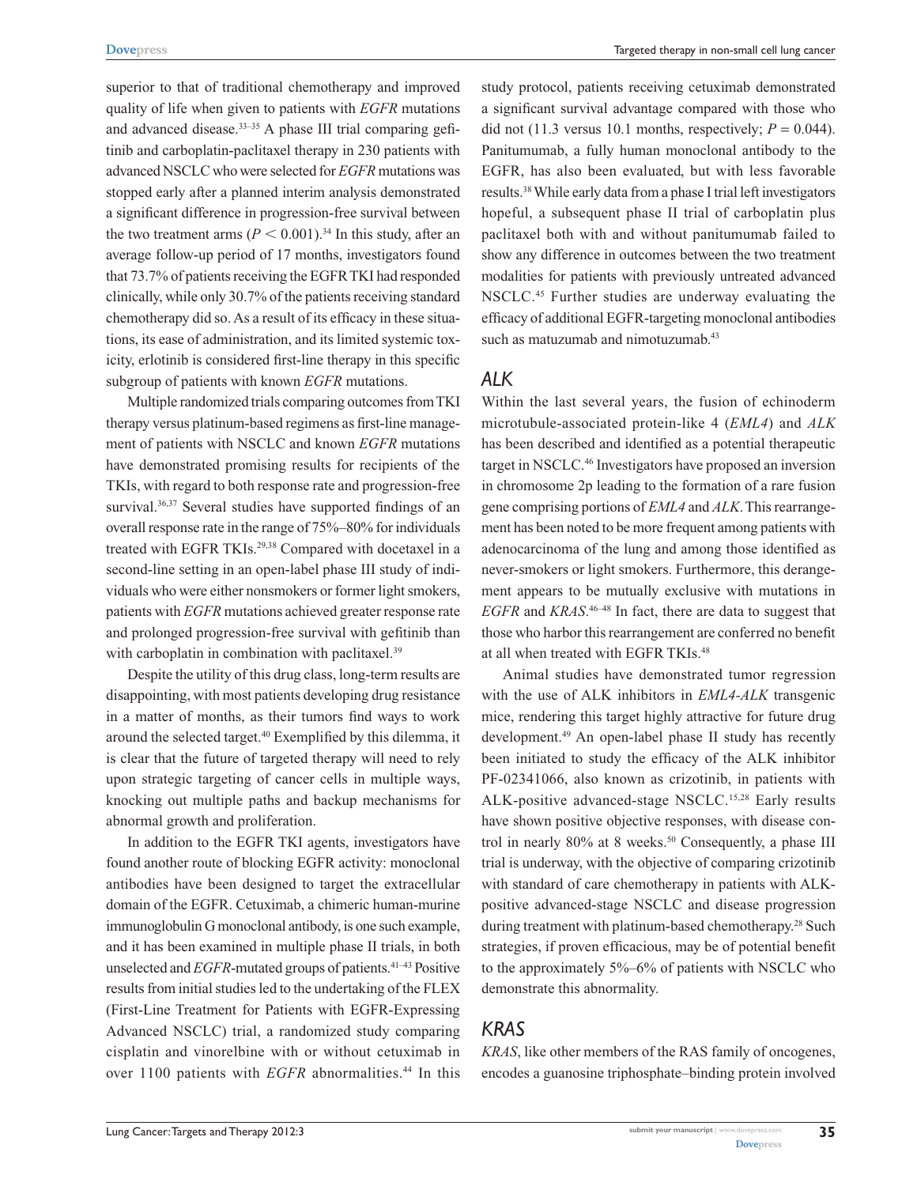superior to that of traditional chemotherapy and improved quality of life when given to patients with *EGFR* mutations and advanced disease.[33–35] A phase III trial comparing gefitinib and carboplatin-paclitaxel therapy in 230 patients with advanced NSCLC who were selected for *EGFR* mutations was stopped early after a planned interim analysis demonstrated a significant difference in progression-free survival between the two treatment arms ($P < 0.001$).[34] In this study, after an average follow-up period of 17 months, investigators found that 73.7% of patients receiving the EGFR TKI had responded clinically, while only 30.7% of the patients receiving standard chemotherapy did so. As a result of its efficacy in these situations, its ease of administration, and its limited systemic toxicity, erlotinib is considered first-line therapy in this specific subgroup of patients with known *EGFR* mutations.

Multiple randomized trials comparing outcomes from TKI therapy versus platinum-based regimens as first-line management of patients with NSCLC and known *EGFR* mutations have demonstrated promising results for recipients of the TKIs, with regard to both response rate and progression-free survival.[36,37] Several studies have supported findings of an overall response rate in the range of 75%–80% for individuals treated with EGFR TKIs.[29,38] Compared with docetaxel in a second-line setting in an open-label phase III study of individuals who were either nonsmokers or former light smokers, patients with *EGFR* mutations achieved greater response rate and prolonged progression-free survival with gefitinib than with carboplatin in combination with paclitaxel.[39]

Despite the utility of this drug class, long-term results are disappointing, with most patients developing drug resistance in a matter of months, as their tumors find ways to work around the selected target.[40] Exemplified by this dilemma, it is clear that the future of targeted therapy will need to rely upon strategic targeting of cancer cells in multiple ways, knocking out multiple paths and backup mechanisms for abnormal growth and proliferation.

In addition to the EGFR TKI agents, investigators have found another route of blocking EGFR activity: monoclonal antibodies have been designed to target the extracellular domain of the EGFR. Cetuximab, a chimeric human-murine immunoglobulin G monoclonal antibody, is one such example, and it has been examined in multiple phase II trials, in both unselected and *EGFR*-mutated groups of patients.[41–43] Positive results from initial studies led to the undertaking of the FLEX (First-Line Treatment for Patients with EGFR-Expressing Advanced NSCLC) trial, a randomized study comparing cisplatin and vinorelbine with or without cetuximab in over 1100 patients with *EGFR* abnormalities.[44] In this study protocol, patients receiving cetuximab demonstrated a significant survival advantage compared with those who did not (11.3 versus 10.1 months, respectively; $P = 0.044$). Panitumumab, a fully human monoclonal antibody to the EGFR, has also been evaluated, but with less favorable results.[38] While early data from a phase I trial left investigators hopeful, a subsequent phase II trial of carboplatin plus paclitaxel both with and without panitumumab failed to show any difference in outcomes between the two treatment modalities for patients with previously untreated advanced NSCLC.[45] Further studies are underway evaluating the efficacy of additional EGFR-targeting monoclonal antibodies such as matuzumab and nimotuzumab.[43]

## *ALK*

Within the last several years, the fusion of echinoderm microtubule-associated protein-like 4 (*EML4*) and *ALK* has been described and identified as a potential therapeutic target in NSCLC.[46] Investigators have proposed an inversion in chromosome 2p leading to the formation of a rare fusion gene comprising portions of *EML4* and *ALK*. This rearrangement has been noted to be more frequent among patients with adenocarcinoma of the lung and among those identified as never-smokers or light smokers. Furthermore, this derangement appears to be mutually exclusive with mutations in *EGFR* and *KRAS*.[46–48] In fact, there are data to suggest that those who harbor this rearrangement are conferred no benefit at all when treated with EGFR TKIs.[48]

Animal studies have demonstrated tumor regression with the use of ALK inhibitors in *EML4-ALK* transgenic mice, rendering this target highly attractive for future drug development.[49] An open-label phase II study has recently been initiated to study the efficacy of the ALK inhibitor PF-02341066, also known as crizotinib, in patients with ALK-positive advanced-stage NSCLC.[15,28] Early results have shown positive objective responses, with disease control in nearly 80% at 8 weeks.[50] Consequently, a phase III trial is underway, with the objective of comparing crizotinib with standard of care chemotherapy in patients with ALK-positive advanced-stage NSCLC and disease progression during treatment with platinum-based chemotherapy.[28] Such strategies, if proven efficacious, may be of potential benefit to the approximately 5%–6% of patients with NSCLC who demonstrate this abnormality.

## *KRAS*

*KRAS*, like other members of the RAS family of oncogenes, encodes a guanosine triphosphate–binding protein involved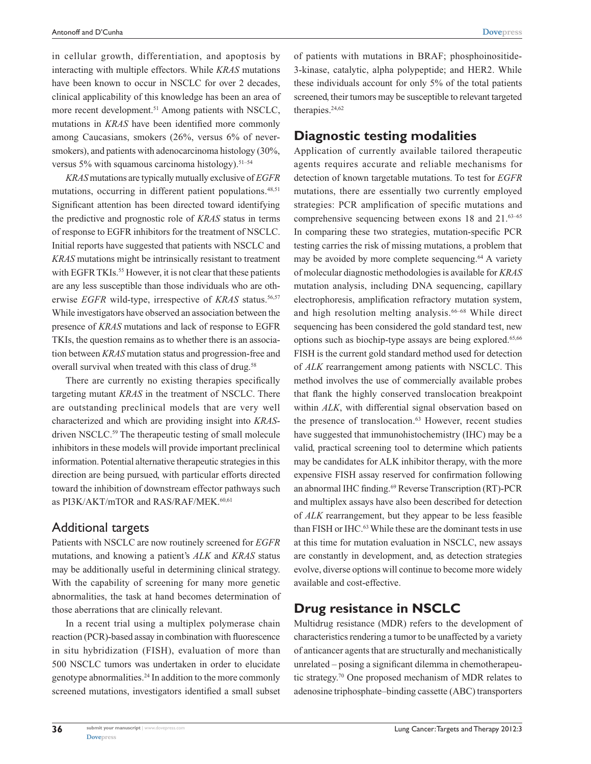in cellular growth, differentiation, and apoptosis by interacting with multiple effectors. While *KRAS* mutations have been known to occur in NSCLC for over 2 decades, clinical applicability of this knowledge has been an area of more recent development.[51] Among patients with NSCLC, mutations in *KRAS* have been identified more commonly among Caucasians, smokers (26%, versus 6% of never-smokers), and patients with adenocarcinoma histology (30%, versus 5% with squamous carcinoma histology).[51–54]

*KRAS* mutations are typically mutually exclusive of *EGFR* mutations, occurring in different patient populations.[48,51] Significant attention has been directed toward identifying the predictive and prognostic role of *KRAS* status in terms of response to EGFR inhibitors for the treatment of NSCLC. Initial reports have suggested that patients with NSCLC and *KRAS* mutations might be intrinsically resistant to treatment with EGFR TKIs.[55] However, it is not clear that these patients are any less susceptible than those individuals who are otherwise *EGFR* wild-type, irrespective of *KRAS* status.[56,57] While investigators have observed an association between the presence of *KRAS* mutations and lack of response to EGFR TKIs, the question remains as to whether there is an association between *KRAS* mutation status and progression-free and overall survival when treated with this class of drug.[58]

There are currently no existing therapies specifically targeting mutant *KRAS* in the treatment of NSCLC. There are outstanding preclinical models that are very well characterized and which are providing insight into *KRAS*-driven NSCLC.[59] The therapeutic testing of small molecule inhibitors in these models will provide important preclinical information. Potential alternative therapeutic strategies in this direction are being pursued, with particular efforts directed toward the inhibition of downstream effector pathways such as PI3K/AKT/mTOR and RAS/RAF/MEK.[60,61]

### Additional targets

Patients with NSCLC are now routinely screened for *EGFR* mutations, and knowing a patient's *ALK* and *KRAS* status may be additionally useful in determining clinical strategy. With the capability of screening for many more genetic abnormalities, the task at hand becomes determination of those aberrations that are clinically relevant.

In a recent trial using a multiplex polymerase chain reaction (PCR)-based assay in combination with fluorescence in situ hybridization (FISH), evaluation of more than 500 NSCLC tumors was undertaken in order to elucidate genotype abnormalities.[24] In addition to the more commonly screened mutations, investigators identified a small subset of patients with mutations in BRAF; phosphoinositide-3-kinase, catalytic, alpha polypeptide; and HER2. While these individuals account for only 5% of the total patients screened, their tumors may be susceptible to relevant targeted therapies.[24,62]

## Diagnostic testing modalities

Application of currently available tailored therapeutic agents requires accurate and reliable mechanisms for detection of known targetable mutations. To test for *EGFR* mutations, there are essentially two currently employed strategies: PCR amplification of specific mutations and comprehensive sequencing between exons 18 and 21.[63–65] In comparing these two strategies, mutation-specific PCR testing carries the risk of missing mutations, a problem that may be avoided by more complete sequencing.[64] A variety of molecular diagnostic methodologies is available for *KRAS* mutation analysis, including DNA sequencing, capillary electrophoresis, amplification refractory mutation system, and high resolution melting analysis.[66–68] While direct sequencing has been considered the gold standard test, new options such as biochip-type assays are being explored.[65,66] FISH is the current gold standard method used for detection of *ALK* rearrangement among patients with NSCLC. This method involves the use of commercially available probes that flank the highly conserved translocation breakpoint within *ALK*, with differential signal observation based on the presence of translocation.[63] However, recent studies have suggested that immunohistochemistry (IHC) may be a valid, practical screening tool to determine which patients may be candidates for ALK inhibitor therapy, with the more expensive FISH assay reserved for confirmation following an abnormal IHC finding.[69] Reverse Transcription (RT)-PCR and multiplex assays have also been described for detection of *ALK* rearrangement, but they appear to be less feasible than FISH or IHC.[63] While these are the dominant tests in use at this time for mutation evaluation in NSCLC, new assays are constantly in development, and, as detection strategies evolve, diverse options will continue to become more widely available and cost-effective.

## Drug resistance in NSCLC

Multidrug resistance (MDR) refers to the development of characteristics rendering a tumor to be unaffected by a variety of anticancer agents that are structurally and mechanistically unrelated – posing a significant dilemma in chemotherapeutic strategy.[70] One proposed mechanism of MDR relates to adenosine triphosphate–binding cassette (ABC) transporters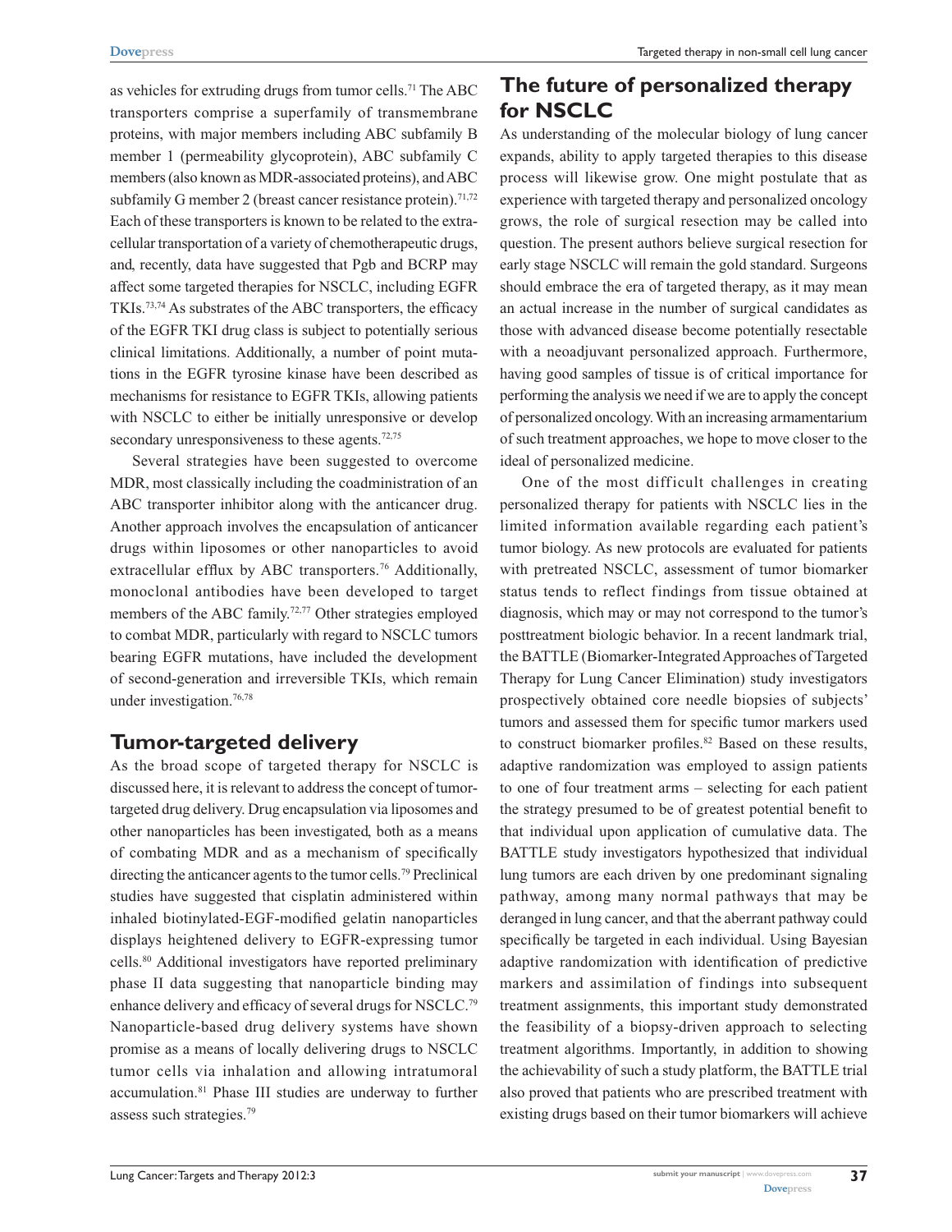as vehicles for extruding drugs from tumor cells.[71] The ABC transporters comprise a superfamily of transmembrane proteins, with major members including ABC subfamily B member 1 (permeability glycoprotein), ABC subfamily C members (also known as MDR-associated proteins), and ABC subfamily G member 2 (breast cancer resistance protein).[71,72] Each of these transporters is known to be related to the extracellular transportation of a variety of chemotherapeutic drugs, and, recently, data have suggested that Pgb and BCRP may affect some targeted therapies for NSCLC, including EGFR TKIs.[73,74] As substrates of the ABC transporters, the efficacy of the EGFR TKI drug class is subject to potentially serious clinical limitations. Additionally, a number of point mutations in the EGFR tyrosine kinase have been described as mechanisms for resistance to EGFR TKIs, allowing patients with NSCLC to either be initially unresponsive or develop secondary unresponsiveness to these agents.[72,75]

Several strategies have been suggested to overcome MDR, most classically including the coadministration of an ABC transporter inhibitor along with the anticancer drug. Another approach involves the encapsulation of anticancer drugs within liposomes or other nanoparticles to avoid extracellular efflux by ABC transporters.[76] Additionally, monoclonal antibodies have been developed to target members of the ABC family.[72,77] Other strategies employed to combat MDR, particularly with regard to NSCLC tumors bearing EGFR mutations, have included the development of second-generation and irreversible TKIs, which remain under investigation.[76,78]

## Tumor-targeted delivery

As the broad scope of targeted therapy for NSCLC is discussed here, it is relevant to address the concept of tumor-targeted drug delivery. Drug encapsulation via liposomes and other nanoparticles has been investigated, both as a means of combating MDR and as a mechanism of specifically directing the anticancer agents to the tumor cells.[79] Preclinical studies have suggested that cisplatin administered within inhaled biotinylated-EGF-modified gelatin nanoparticles displays heightened delivery to EGFR-expressing tumor cells.[80] Additional investigators have reported preliminary phase II data suggesting that nanoparticle binding may enhance delivery and efficacy of several drugs for NSCLC.[79] Nanoparticle-based drug delivery systems have shown promise as a means of locally delivering drugs to NSCLC tumor cells via inhalation and allowing intratumoral accumulation.[81] Phase III studies are underway to further assess such strategies.[79]

## The future of personalized therapy for NSCLC

As understanding of the molecular biology of lung cancer expands, ability to apply targeted therapies to this disease process will likewise grow. One might postulate that as experience with targeted therapy and personalized oncology grows, the role of surgical resection may be called into question. The present authors believe surgical resection for early stage NSCLC will remain the gold standard. Surgeons should embrace the era of targeted therapy, as it may mean an actual increase in the number of surgical candidates as those with advanced disease become potentially resectable with a neoadjuvant personalized approach. Furthermore, having good samples of tissue is of critical importance for performing the analysis we need if we are to apply the concept of personalized oncology. With an increasing armamentarium of such treatment approaches, we hope to move closer to the ideal of personalized medicine.

One of the most difficult challenges in creating personalized therapy for patients with NSCLC lies in the limited information available regarding each patient's tumor biology. As new protocols are evaluated for patients with pretreated NSCLC, assessment of tumor biomarker status tends to reflect findings from tissue obtained at diagnosis, which may or may not correspond to the tumor's posttreatment biologic behavior. In a recent landmark trial, the BATTLE (Biomarker-Integrated Approaches of Targeted Therapy for Lung Cancer Elimination) study investigators prospectively obtained core needle biopsies of subjects' tumors and assessed them for specific tumor markers used to construct biomarker profiles.[82] Based on these results, adaptive randomization was employed to assign patients to one of four treatment arms – selecting for each patient the strategy presumed to be of greatest potential benefit to that individual upon application of cumulative data. The BATTLE study investigators hypothesized that individual lung tumors are each driven by one predominant signaling pathway, among many normal pathways that may be deranged in lung cancer, and that the aberrant pathway could specifically be targeted in each individual. Using Bayesian adaptive randomization with identification of predictive markers and assimilation of findings into subsequent treatment assignments, this important study demonstrated the feasibility of a biopsy-driven approach to selecting treatment algorithms. Importantly, in addition to showing the achievability of such a study platform, the BATTLE trial also proved that patients who are prescribed treatment with existing drugs based on their tumor biomarkers will achieve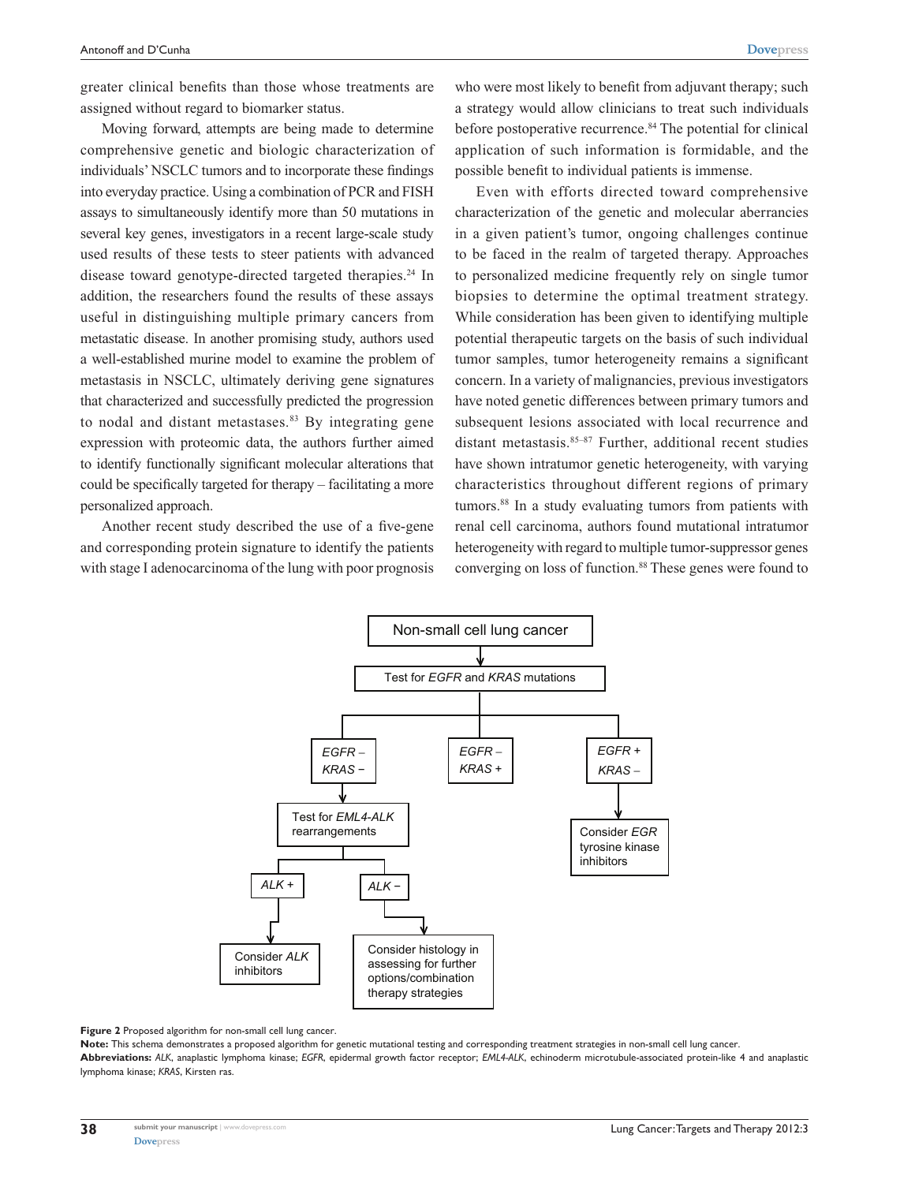greater clinical benefits than those whose treatments are assigned without regard to biomarker status.

Moving forward, attempts are being made to determine comprehensive genetic and biologic characterization of individuals' NSCLC tumors and to incorporate these findings into everyday practice. Using a combination of PCR and FISH assays to simultaneously identify more than 50 mutations in several key genes, investigators in a recent large-scale study used results of these tests to steer patients with advanced disease toward genotype-directed targeted therapies.[24] In addition, the researchers found the results of these assays useful in distinguishing multiple primary cancers from metastatic disease. In another promising study, authors used a well-established murine model to examine the problem of metastasis in NSCLC, ultimately deriving gene signatures that characterized and successfully predicted the progression to nodal and distant metastases.[83] By integrating gene expression with proteomic data, the authors further aimed to identify functionally significant molecular alterations that could be specifically targeted for therapy – facilitating a more personalized approach.

Another recent study described the use of a five-gene and corresponding protein signature to identify the patients with stage I adenocarcinoma of the lung with poor prognosis who were most likely to benefit from adjuvant therapy; such a strategy would allow clinicians to treat such individuals before postoperative recurrence.[84] The potential for clinical application of such information is formidable, and the possible benefit to individual patients is immense.

Even with efforts directed toward comprehensive characterization of the genetic and molecular aberrancies in a given patient's tumor, ongoing challenges continue to be faced in the realm of targeted therapy. Approaches to personalized medicine frequently rely on single tumor biopsies to determine the optimal treatment strategy. While consideration has been given to identifying multiple potential therapeutic targets on the basis of such individual tumor samples, tumor heterogeneity remains a significant concern. In a variety of malignancies, previous investigators have noted genetic differences between primary tumors and subsequent lesions associated with local recurrence and distant metastasis.[85–87] Further, additional recent studies have shown intratumor genetic heterogeneity, with varying characteristics throughout different regions of primary tumors.[88] In a study evaluating tumors from patients with renal cell carcinoma, authors found mutational intratumor heterogeneity with regard to multiple tumor-suppressor genes converging on loss of function.[88] These genes were found to

```
Non-small cell lung cancer
  └─ Test for EGFR and KRAS mutations
       ├─ EGFR – / KRAS –
       │    └─ Test for EML4-ALK rearrangements
       │         ├─ ALK + → Consider ALK inhibitors
       │         └─ ALK – → Consider histology in assessing for further options/combination therapy strategies
       ├─ EGFR – / KRAS +
       └─ EGFR + / KRAS –
            └─ Consider EGR tyrosine kinase inhibitors
```

**Figure 2** Proposed algorithm for non-small cell lung cancer.

**Note:** This schema demonstrates a proposed algorithm for genetic mutational testing and corresponding treatment strategies in non-small cell lung cancer.

**Abbreviations:** *ALK*, anaplastic lymphoma kinase; *EGFR*, epidermal growth factor receptor; *EML4-ALK*, echinoderm microtubule-associated protein-like 4 and anaplastic lymphoma kinase; *KRAS*, Kirsten ras.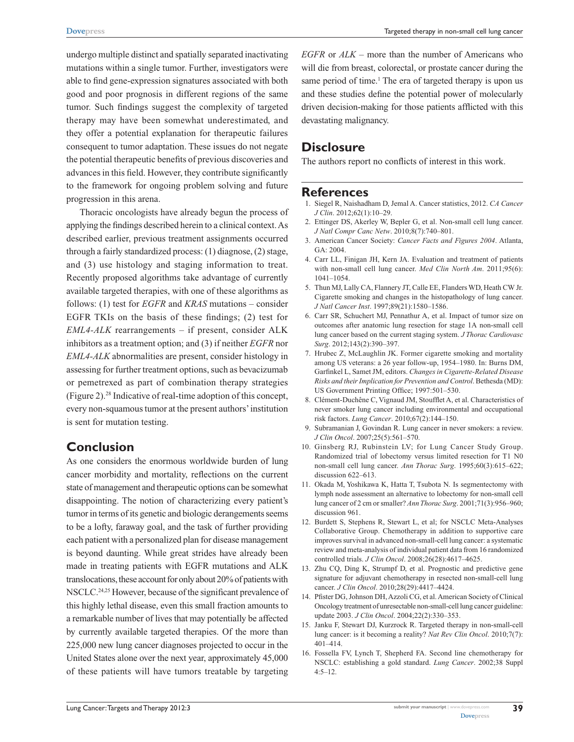undergo multiple distinct and spatially separated inactivating mutations within a single tumor. Further, investigators were able to find gene-expression signatures associated with both good and poor prognosis in different regions of the same tumor. Such findings suggest the complexity of targeted therapy may have been somewhat underestimated, and they offer a potential explanation for therapeutic failures consequent to tumor adaptation. These issues do not negate the potential therapeutic benefits of previous discoveries and advances in this field. However, they contribute significantly to the framework for ongoing problem solving and future progression in this arena.

Thoracic oncologists have already begun the process of applying the findings described herein to a clinical context. As described earlier, previous treatment assignments occurred through a fairly standardized process: (1) diagnose, (2) stage, and (3) use histology and staging information to treat. Recently proposed algorithms take advantage of currently available targeted therapies, with one of these algorithms as follows: (1) test for *EGFR* and *KRAS* mutations – consider EGFR TKIs on the basis of these findings; (2) test for *EML4-ALK* rearrangements – if present, consider ALK inhibitors as a treatment option; and (3) if neither *EGFR* nor *EML4-ALK* abnormalities are present, consider histology in assessing for further treatment options, such as bevacizumab or pemetrexed as part of combination therapy strategies (Figure 2).[28] Indicative of real-time adoption of this concept, every non-squamous tumor at the present authors' institution is sent for mutation testing.

## Conclusion

As one considers the enormous worldwide burden of lung cancer morbidity and mortality, reflections on the current state of management and therapeutic options can be somewhat disappointing. The notion of characterizing every patient's tumor in terms of its genetic and biologic derangements seems to be a lofty, faraway goal, and the task of further providing each patient with a personalized plan for disease management is beyond daunting. While great strides have already been made in treating patients with EGFR mutations and ALK translocations, these account for only about 20% of patients with NSCLC.[24,25] However, because of the significant prevalence of this highly lethal disease, even this small fraction amounts to a remarkable number of lives that may potentially be affected by currently available targeted therapies. Of the more than 225,000 new lung cancer diagnoses projected to occur in the United States alone over the next year, approximately 45,000 of these patients will have tumors treatable by targeting *EGFR* or *ALK* – more than the number of Americans who will die from breast, colorectal, or prostate cancer during the same period of time.[1] The era of targeted therapy is upon us and these studies define the potential power of molecularly driven decision-making for those patients afflicted with this devastating malignancy.

## Disclosure

The authors report no conflicts of interest in this work.

## References

1. Siegel R, Naishadham D, Jemal A. Cancer statistics, 2012. *CA Cancer J Clin*. 2012;62(1):10–29.
2. Ettinger DS, Akerley W, Bepler G, et al. Non-small cell lung cancer. *J Natl Compr Canc Netw*. 2010;8(7):740–801.
3. American Cancer Society: *Cancer Facts and Figures 2004*. Atlanta, GA: 2004.
4. Carr LL, Finigan JH, Kern JA. Evaluation and treatment of patients with non-small cell lung cancer. *Med Clin North Am*. 2011;95(6):1041–1054.
5. Thun MJ, Lally CA, Flannery JT, Calle EE, Flanders WD, Heath CW Jr. Cigarette smoking and changes in the histopathology of lung cancer. *J Natl Cancer Inst*. 1997;89(21):1580–1586.
6. Carr SR, Schuchert MJ, Pennathur A, et al. Impact of tumor size on outcomes after anatomic lung resection for stage 1A non-small cell lung cancer based on the current staging system. *J Thorac Cardiovasc Surg*. 2012;143(2):390–397.
7. Hrubec Z, McLaughlin JK. Former cigarette smoking and mortality among US veterans: a 26 year follow-up, 1954–1980. In: Burns DM, Garfinkel L, Samet JM, editors. *Changes in Cigarette-Related Disease Risks and their Implication for Prevention and Control*. Bethesda (MD): US Government Printing Office; 1997:501–530.
8. Clément-Duchêne C, Vignaud JM, Stoufflet A, et al. Characteristics of never smoker lung cancer including environmental and occupational risk factors. *Lung Cancer*. 2010;67(2):144–150.
9. Subramanian J, Govindan R. Lung cancer in never smokers: a review. *J Clin Oncol*. 2007;25(5):561–570.
10. Ginsberg RJ, Rubinstein LV; for Lung Cancer Study Group. Randomized trial of lobectomy versus limited resection for T1 N0 non-small cell lung cancer. *Ann Thorac Surg*. 1995;60(3):615–622; discussion 622–613.
11. Okada M, Yoshikawa K, Hatta T, Tsubota N. Is segmentectomy with lymph node assessment an alternative to lobectomy for non-small cell lung cancer of 2 cm or smaller? *Ann Thorac Surg*. 2001;71(3):956–960; discussion 961.
12. Burdett S, Stephens R, Stewart L, et al; for NSCLC Meta-Analyses Collaborative Group. Chemotherapy in addition to supportive care improves survival in advanced non-small-cell lung cancer: a systematic review and meta-analysis of individual patient data from 16 randomized controlled trials. *J Clin Oncol*. 2008;26(28):4617–4625.
13. Zhu CQ, Ding K, Strumpf D, et al. Prognostic and predictive gene signature for adjuvant chemotherapy in resected non-small-cell lung cancer. *J Clin Oncol*. 2010;28(29):4417–4424.
14. Pfister DG, Johnson DH, Azzoli CG, et al. American Society of Clinical Oncology treatment of unresectable non-small-cell lung cancer guideline: update 2003. *J Clin Oncol*. 2004;22(2):330–353.
15. Janku F, Stewart DJ, Kurzrock R. Targeted therapy in non-small-cell lung cancer: is it becoming a reality? *Nat Rev Clin Oncol*. 2010;7(7):401–414.
16. Fossella FV, Lynch T, Shepherd FA. Second line chemotherapy for NSCLC: establishing a gold standard. *Lung Cancer*. 2002;38 Suppl 4:5–12.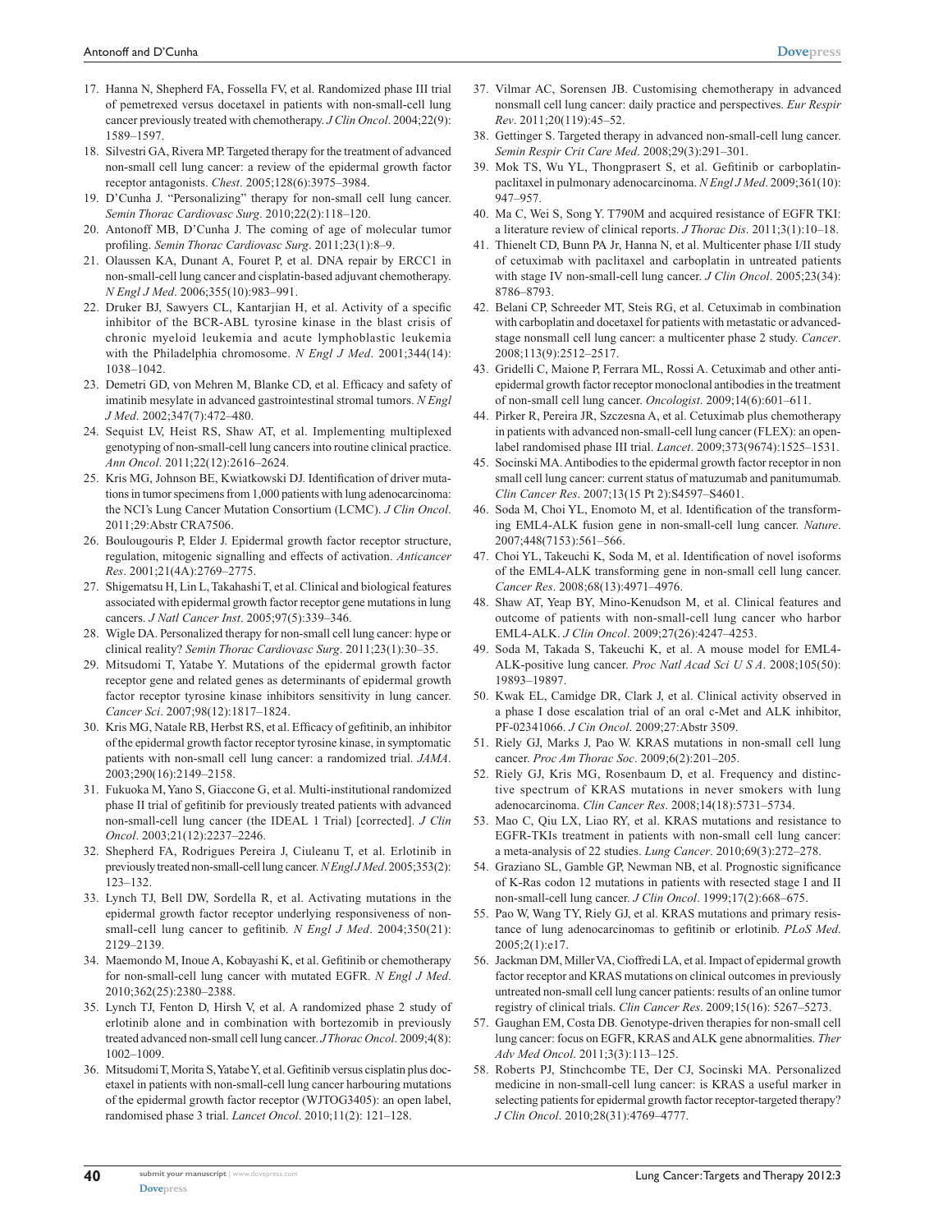17. Hanna N, Shepherd FA, Fossella FV, et al. Randomized phase III trial of pemetrexed versus docetaxel in patients with non-small-cell lung cancer previously treated with chemotherapy. *J Clin Oncol*. 2004;22(9): 1589–1597.
18. Silvestri GA, Rivera MP. Targeted therapy for the treatment of advanced non-small cell lung cancer: a review of the epidermal growth factor receptor antagonists. *Chest*. 2005;128(6):3975–3984.
19. D'Cunha J. "Personalizing" therapy for non-small cell lung cancer. *Semin Thorac Cardiovasc Surg*. 2010;22(2):118–120.
20. Antonoff MB, D'Cunha J. The coming of age of molecular tumor profiling. *Semin Thorac Cardiovasc Surg*. 2011;23(1):8–9.
21. Olaussen KA, Dunant A, Fouret P, et al. DNA repair by ERCC1 in non-small-cell lung cancer and cisplatin-based adjuvant chemotherapy. *N Engl J Med*. 2006;355(10):983–991.
22. Druker BJ, Sawyers CL, Kantarjian H, et al. Activity of a specific inhibitor of the BCR-ABL tyrosine kinase in the blast crisis of chronic myeloid leukemia and acute lymphoblastic leukemia with the Philadelphia chromosome. *N Engl J Med*. 2001;344(14): 1038–1042.
23. Demetri GD, von Mehren M, Blanke CD, et al. Efficacy and safety of imatinib mesylate in advanced gastrointestinal stromal tumors. *N Engl J Med*. 2002;347(7):472–480.
24. Sequist LV, Heist RS, Shaw AT, et al. Implementing multiplexed genotyping of non-small-cell lung cancers into routine clinical practice. *Ann Oncol*. 2011;22(12):2616–2624.
25. Kris MG, Johnson BE, Kwiatkowski DJ. Identification of driver mutations in tumor specimens from 1,000 patients with lung adenocarcinoma: the NCI's Lung Cancer Mutation Consortium (LCMC). *J Clin Oncol*. 2011;29:Abstr CRA7506.
26. Boulougouris P, Elder J. Epidermal growth factor receptor structure, regulation, mitogenic signalling and effects of activation. *Anticancer Res*. 2001;21(4A):2769–2775.
27. Shigematsu H, Lin L, Takahashi T, et al. Clinical and biological features associated with epidermal growth factor receptor gene mutations in lung cancers. *J Natl Cancer Inst*. 2005;97(5):339–346.
28. Wigle DA. Personalized therapy for non-small cell lung cancer: hype or clinical reality? *Semin Thorac Cardiovasc Surg*. 2011;23(1):30–35.
29. Mitsudomi T, Yatabe Y. Mutations of the epidermal growth factor receptor gene and related genes as determinants of epidermal growth factor receptor tyrosine kinase inhibitors sensitivity in lung cancer. *Cancer Sci*. 2007;98(12):1817–1824.
30. Kris MG, Natale RB, Herbst RS, et al. Efficacy of gefitinib, an inhibitor of the epidermal growth factor receptor tyrosine kinase, in symptomatic patients with non-small cell lung cancer: a randomized trial. *JAMA*. 2003;290(16):2149–2158.
31. Fukuoka M, Yano S, Giaccone G, et al. Multi-institutional randomized phase II trial of gefitinib for previously treated patients with advanced non-small-cell lung cancer (the IDEAL 1 Trial) [corrected]. *J Clin Oncol*. 2003;21(12):2237–2246.
32. Shepherd FA, Rodrigues Pereira J, Ciuleanu T, et al. Erlotinib in previously treated non-small-cell lung cancer. *N Engl J Med*. 2005;353(2): 123–132.
33. Lynch TJ, Bell DW, Sordella R, et al. Activating mutations in the epidermal growth factor receptor underlying responsiveness of non-small-cell lung cancer to gefitinib. *N Engl J Med*. 2004;350(21): 2129–2139.
34. Maemondo M, Inoue A, Kobayashi K, et al. Gefitinib or chemotherapy for non-small-cell lung cancer with mutated EGFR. *N Engl J Med*. 2010;362(25):2380–2388.
35. Lynch TJ, Fenton D, Hirsh V, et al. A randomized phase 2 study of erlotinib alone and in combination with bortezomib in previously treated advanced non-small cell lung cancer. *J Thorac Oncol*. 2009;4(8): 1002–1009.
36. Mitsudomi T, Morita S, Yatabe Y, et al. Gefitinib versus cisplatin plus docetaxel in patients with non-small-cell lung cancer harbouring mutations of the epidermal growth factor receptor (WJTOG3405): an open label, randomised phase 3 trial. *Lancet Oncol*. 2010;11(2): 121–128.
37. Vilmar AC, Sorensen JB. Customising chemotherapy in advanced nonsmall cell lung cancer: daily practice and perspectives. *Eur Respir Rev*. 2011;20(119):45–52.
38. Gettinger S. Targeted therapy in advanced non-small-cell lung cancer. *Semin Respir Crit Care Med*. 2008;29(3):291–301.
39. Mok TS, Wu YL, Thongprasert S, et al. Gefitinib or carboplatin-paclitaxel in pulmonary adenocarcinoma. *N Engl J Med*. 2009;361(10): 947–957.
40. Ma C, Wei S, Song Y. T790M and acquired resistance of EGFR TKI: a literature review of clinical reports. *J Thorac Dis*. 2011;3(1):10–18.
41. Thienelt CD, Bunn PA Jr, Hanna N, et al. Multicenter phase I/II study of cetuximab with paclitaxel and carboplatin in untreated patients with stage IV non-small-cell lung cancer. *J Clin Oncol*. 2005;23(34): 8786–8793.
42. Belani CP, Schreeder MT, Steis RG, et al. Cetuximab in combination with carboplatin and docetaxel for patients with metastatic or advanced-stage nonsmall cell lung cancer: a multicenter phase 2 study. *Cancer*. 2008;113(9):2512–2517.
43. Gridelli C, Maione P, Ferrara ML, Rossi A. Cetuximab and other anti-epidermal growth factor receptor monoclonal antibodies in the treatment of non-small cell lung cancer. *Oncologist*. 2009;14(6):601–611.
44. Pirker R, Pereira JR, Szczesna A, et al. Cetuximab plus chemotherapy in patients with advanced non-small-cell lung cancer (FLEX): an open-label randomised phase III trial. *Lancet*. 2009;373(9674):1525–1531.
45. Socinski MA. Antibodies to the epidermal growth factor receptor in non small cell lung cancer: current status of matuzumab and panitumumab. *Clin Cancer Res*. 2007;13(15 Pt 2):S4597–S4601.
46. Soda M, Choi YL, Enomoto M, et al. Identification of the transforming EML4-ALK fusion gene in non-small-cell lung cancer. *Nature*. 2007;448(7153):561–566.
47. Choi YL, Takeuchi K, Soda M, et al. Identification of novel isoforms of the EML4-ALK transforming gene in non-small cell lung cancer. *Cancer Res*. 2008;68(13):4971–4976.
48. Shaw AT, Yeap BY, Mino-Kenudson M, et al. Clinical features and outcome of patients with non-small-cell lung cancer who harbor EML4-ALK. *J Clin Oncol*. 2009;27(26):4247–4253.
49. Soda M, Takada S, Takeuchi K, et al. A mouse model for EML4-ALK-positive lung cancer. *Proc Natl Acad Sci U S A*. 2008;105(50): 19893–19897.
50. Kwak EL, Camidge DR, Clark J, et al. Clinical activity observed in a phase I dose escalation trial of an oral c-Met and ALK inhibitor, PF-02341066. *J Clin Oncol*. 2009;27:Abstr 3509.
51. Riely GJ, Marks J, Pao W. KRAS mutations in non-small cell lung cancer. *Proc Am Thorac Soc*. 2009;6(2):201–205.
52. Riely GJ, Kris MG, Rosenbaum D, et al. Frequency and distinctive spectrum of KRAS mutations in never smokers with lung adenocarcinoma. *Clin Cancer Res*. 2008;14(18):5731–5734.
53. Mao C, Qiu LX, Liao RY, et al. KRAS mutations and resistance to EGFR-TKIs treatment in patients with non-small cell lung cancer: a meta-analysis of 22 studies. *Lung Cancer*. 2010;69(3):272–278.
54. Graziano SL, Gamble GP, Newman NB, et al. Prognostic significance of K-Ras codon 12 mutations in patients with resected stage I and II non-small-cell lung cancer. *J Clin Oncol*. 1999;17(2):668–675.
55. Pao W, Wang TY, Riely GJ, et al. KRAS mutations and primary resistance of lung adenocarcinomas to gefitinib or erlotinib. *PLoS Med*. 2005;2(1):e17.
56. Jackman DM, Miller VA, Cioffredi LA, et al. Impact of epidermal growth factor receptor and KRAS mutations on clinical outcomes in previously untreated non-small cell lung cancer patients: results of an online tumor registry of clinical trials. *Clin Cancer Res*. 2009;15(16): 5267–5273.
57. Gaughan EM, Costa DB. Genotype-driven therapies for non-small cell lung cancer: focus on EGFR, KRAS and ALK gene abnormalities. *Ther Adv Med Oncol*. 2011;3(3):113–125.
58. Roberts PJ, Stinchcombe TE, Der CJ, Socinski MA. Personalized medicine in non-small-cell lung cancer: is KRAS a useful marker in selecting patients for epidermal growth factor receptor-targeted therapy? *J Clin Oncol*. 2010;28(31):4769–4777.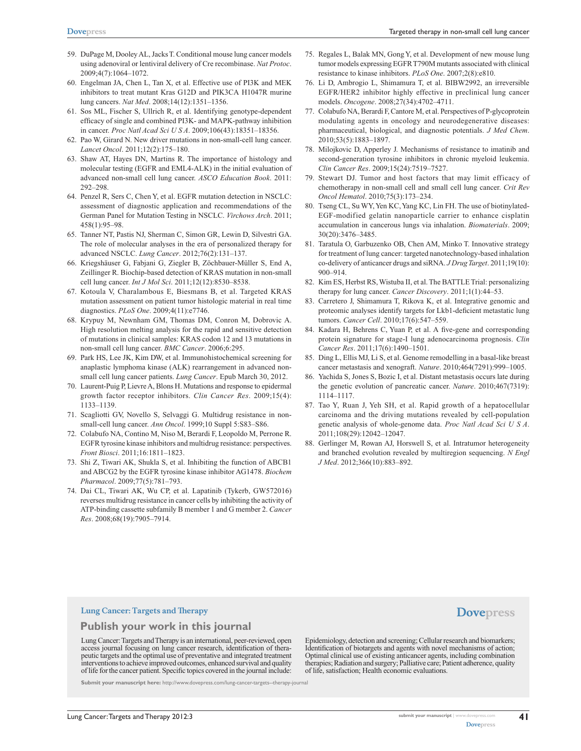59. DuPage M, Dooley AL, Jacks T. Conditional mouse lung cancer models using adenoviral or lentiviral delivery of Cre recombinase. *Nat Protoc*. 2009;4(7):1064–1072.
60. Engelman JA, Chen L, Tan X, et al. Effective use of PI3K and MEK inhibitors to treat mutant Kras G12D and PIK3CA H1047R murine lung cancers. *Nat Med*. 2008;14(12):1351–1356.
61. Sos ML, Fischer S, Ullrich R, et al. Identifying genotype-dependent efficacy of single and combined PI3K- and MAPK-pathway inhibition in cancer. *Proc Natl Acad Sci U S A*. 2009;106(43):18351–18356.
62. Pao W, Girard N. New driver mutations in non-small-cell lung cancer. *Lancet Oncol*. 2011;12(2):175–180.
63. Shaw AT, Hayes DN, Martins R. The importance of histology and molecular testing (EGFR and EML4-ALK) in the initial evaluation of advanced non-small cell lung cancer. *ASCO Education Book*. 2011: 292–298.
64. Penzel R, Sers C, Chen Y, et al. EGFR mutation detection in NSCLC: assessment of diagnostic application and recommendations of the German Panel for Mutation Testing in NSCLC. *Virchows Arch*. 2011; 458(1):95–98.
65. Tanner NT, Pastis NJ, Sherman C, Simon GR, Lewin D, Silvestri GA. The role of molecular analyses in the era of personalized therapy for advanced NSCLC. *Lung Cancer*. 2012;76(2):131–137.
66. Kriegshäuser G, Fabjani G, Ziegler B, Zöchbauer-Müller S, End A, Zeillinger R. Biochip-based detection of KRAS mutation in non-small cell lung cancer. *Int J Mol Sci*. 2011;12(12):8530–8538.
67. Kotoula V, Charalambous E, Biesmans B, et al. Targeted KRAS mutation assessment on patient tumor histologic material in real time diagnostics. *PLoS One*. 2009;4(11):e7746.
68. Krypuy M, Newnham GM, Thomas DM, Conron M, Dobrovic A. High resolution melting analysis for the rapid and sensitive detection of mutations in clinical samples: KRAS codon 12 and 13 mutations in non-small cell lung cancer. *BMC Cancer*. 2006;6:295.
69. Park HS, Lee JK, Kim DW, et al. Immunohistochemical screening for anaplastic lymphoma kinase (ALK) rearrangement in advanced non-small cell lung cancer patients. *Lung Cancer*. Epub March 30, 2012.
70. Laurent-Puig P, Lievre A, Blons H. Mutations and response to epidermal growth factor receptor inhibitors. *Clin Cancer Res*. 2009;15(4): 1133–1139.
71. Scagliotti GV, Novello S, Selvaggi G. Multidrug resistance in non-small-cell lung cancer. *Ann Oncol*. 1999;10 Suppl 5:S83–S86.
72. Colabufo NA, Contino M, Niso M, Berardi F, Leopoldo M, Perrone R. EGFR tyrosine kinase inhibitors and multidrug resistance: perspectives. *Front Biosci*. 2011;16:1811–1823.
73. Shi Z, Tiwari AK, Shukla S, et al. Inhibiting the function of ABCB1 and ABCG2 by the EGFR tyrosine kinase inhibitor AG1478. *Biochem Pharmacol*. 2009;77(5):781–793.
74. Dai CL, Tiwari AK, Wu CP, et al. Lapatinib (Tykerb, GW572016) reverses multidrug resistance in cancer cells by inhibiting the activity of ATP-binding cassette subfamily B member 1 and G member 2. *Cancer Res*. 2008;68(19):7905–7914.
75. Regales L, Balak MN, Gong Y, et al. Development of new mouse lung tumor models expressing EGFR T790M mutants associated with clinical resistance to kinase inhibitors. *PLoS One*. 2007;2(8):e810.
76. Li D, Ambrogio L, Shimamura T, et al. BIBW2992, an irreversible EGFR/HER2 inhibitor highly effective in preclinical lung cancer models. *Oncogene*. 2008;27(34):4702–4711.
77. Colabufo NA, Berardi F, Cantore M, et al. Perspectives of P-glycoprotein modulating agents in oncology and neurodegenerative diseases: pharmaceutical, biological, and diagnostic potentials. *J Med Chem*. 2010;53(5):1883–1897.
78. Milojkovic D, Apperley J. Mechanisms of resistance to imatinib and second-generation tyrosine inhibitors in chronic myeloid leukemia. *Clin Cancer Res*. 2009;15(24):7519–7527.
79. Stewart DJ. Tumor and host factors that may limit efficacy of chemotherapy in non-small cell and small cell lung cancer. *Crit Rev Oncol Hematol*. 2010;75(3):173–234.
80. Tseng CL, Su WY, Yen KC, Yang KC, Lin FH. The use of biotinylated-EGF-modified gelatin nanoparticle carrier to enhance cisplatin accumulation in cancerous lungs via inhalation. *Biomaterials*. 2009; 30(20):3476–3485.
81. Taratula O, Garbuzenko OB, Chen AM, Minko T. Innovative strategy for treatment of lung cancer: targeted nanotechnology-based inhalation co-delivery of anticancer drugs and siRNA. *J Drug Target*. 2011;19(10): 900–914.
82. Kim ES, Herbst RS, Wistuba II, et al. The BATTLE Trial: personalizing therapy for lung cancer. *Cancer Discovery*. 2011;1(1):44–53.
83. Carretero J, Shimamura T, Rikova K, et al. Integrative genomic and proteomic analyses identify targets for Lkb1-deficient metastatic lung tumors. *Cancer Cell*. 2010;17(6):547–559.
84. Kadara H, Behrens C, Yuan P, et al. A five-gene and corresponding protein signature for stage-I lung adenocarcinoma prognosis. *Clin Cancer Res*. 2011;17(6):1490–1501.
85. Ding L, Ellis MJ, Li S, et al. Genome remodelling in a basal-like breast cancer metastasis and xenograft. *Nature*. 2010;464(7291):999–1005.
86. Yachida S, Jones S, Bozic I, et al. Distant metastasis occurs late during the genetic evolution of pancreatic cancer. *Nature*. 2010;467(7319): 1114–1117.
87. Tao Y, Ruan J, Yeh SH, et al. Rapid growth of a hepatocellular carcinoma and the driving mutations revealed by cell-population genetic analysis of whole-genome data. *Proc Natl Acad Sci U S A*. 2011;108(29):12042–12047.
88. Gerlinger M, Rowan AJ, Horswell S, et al. Intratumor heterogeneity and branched evolution revealed by multiregion sequencing. *N Engl J Med*. 2012;366(10):883–892.

**Lung Cancer: Targets and Therapy**

## Publish your work in this journal

Lung Cancer: Targets and Therapy is an international, peer-reviewed, open access journal focusing on lung cancer research, identification of therapeutic targets and the optimal use of preventative and integrated treatment interventions to achieve improved outcomes, enhanced survival and quality of life for the cancer patient. Specific topics covered in the journal include: Epidemiology, detection and screening; Cellular research and biomarkers; Identification of biotargets and agents with novel mechanisms of action; Optimal clinical use of existing anticancer agents, including combination therapies; Radiation and surgery; Palliative care; Patient adherence, quality of life, satisfaction; Health economic evaluations.

**Submit your manuscript here:** http://www.dovepress.com/lung-cancer-targets--therapy-journal